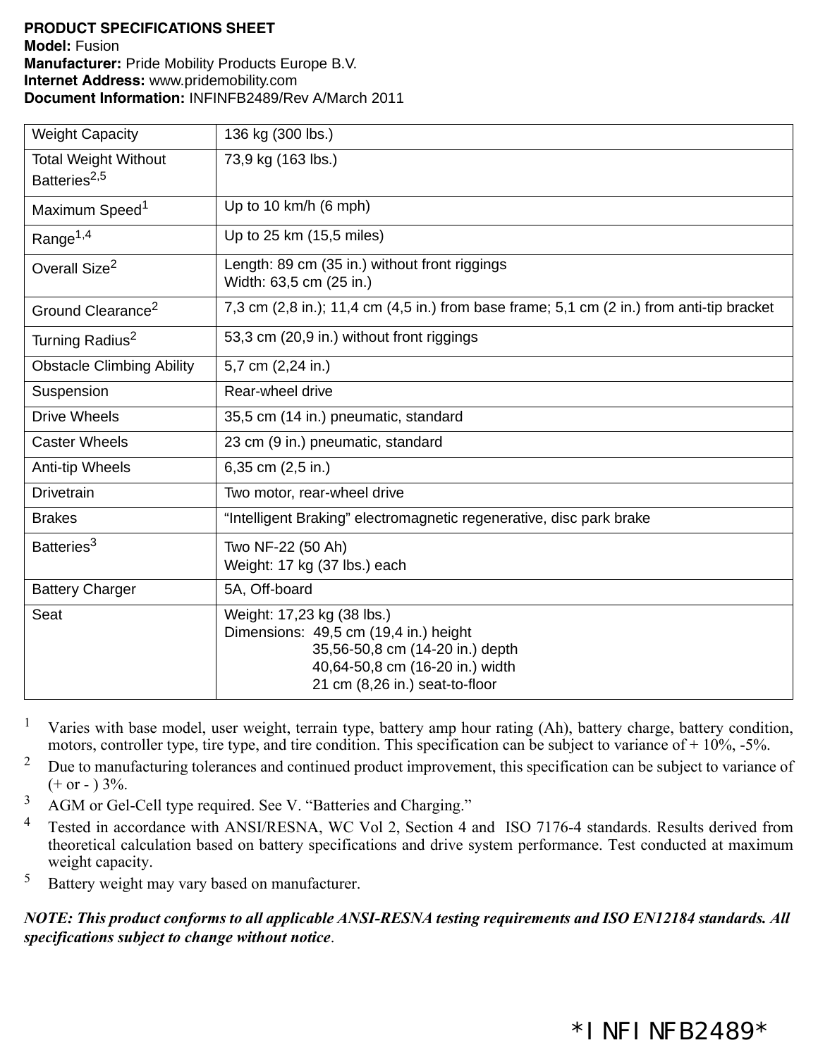**PRODUCT SPECIFICATIONS SHEET**
**Model:** Fusion
**Manufacturer:** Pride Mobility Products Europe B.V.
**Internet Address:** www.pridemobility.com
**Document Information:** INFINFB2489/Rev A/March 2011

| Specification | Details |
| --- | --- |
| Weight Capacity | 136 kg (300 lbs.) |
| Total Weight Without Batteries[2,5] | 73,9 kg (163 lbs.) |
| Maximum Speed[1] | Up to 10 km/h (6 mph) |
| Range[1,4] | Up to 25 km (15,5 miles) |
| Overall Size[2] | Length: 89 cm (35 in.) without front riggings<br>Width: 63,5 cm (25 in.) |
| Ground Clearance[2] | 7,3 cm (2,8 in.); 11,4 cm (4,5 in.) from base frame; 5,1 cm (2 in.) from anti-tip bracket |
| Turning Radius[2] | 53,3 cm (20,9 in.) without front riggings |
| Obstacle Climbing Ability | 5,7 cm (2,24 in.) |
| Suspension | Rear-wheel drive |
| Drive Wheels | 35,5 cm (14 in.) pneumatic, standard |
| Caster Wheels | 23 cm (9 in.) pneumatic, standard |
| Anti-tip Wheels | 6,35 cm (2,5 in.) |
| Drivetrain | Two motor, rear-wheel drive |
| Brakes | "Intelligent Braking" electromagnetic regenerative, disc park brake |
| Batteries[3] | Two NF-22 (50 Ah)<br>Weight: 17 kg (37 lbs.) each |
| Battery Charger | 5A, Off-board |
| Seat | Weight: 17,23 kg (38 lbs.)<br>Dimensions: 49,5 cm (19,4 in.) height<br>35,56-50,8 cm (14-20 in.) depth<br>40,64-50,8 cm (16-20 in.) width<br>21 cm (8,26 in.) seat-to-floor |

[1] Varies with base model, user weight, terrain type, battery amp hour rating (Ah), battery charge, battery condition, motors, controller type, tire type, and tire condition. This specification can be subject to variance of + 10%, -5%.

[2] Due to manufacturing tolerances and continued product improvement, this specification can be subject to variance of (+ or - ) 3%.

[3] AGM or Gel-Cell type required. See V. "Batteries and Charging."

[4] Tested in accordance with ANSI/RESNA, WC Vol 2, Section 4 and ISO 7176-4 standards. Results derived from theoretical calculation based on battery specifications and drive system performance. Test conducted at maximum weight capacity.

[5] Battery weight may vary based on manufacturer.

***NOTE: This product conforms to all applicable ANSI-RESNA testing requirements and ISO EN12184 standards. All specifications subject to change without notice.***

*INFINFB2489*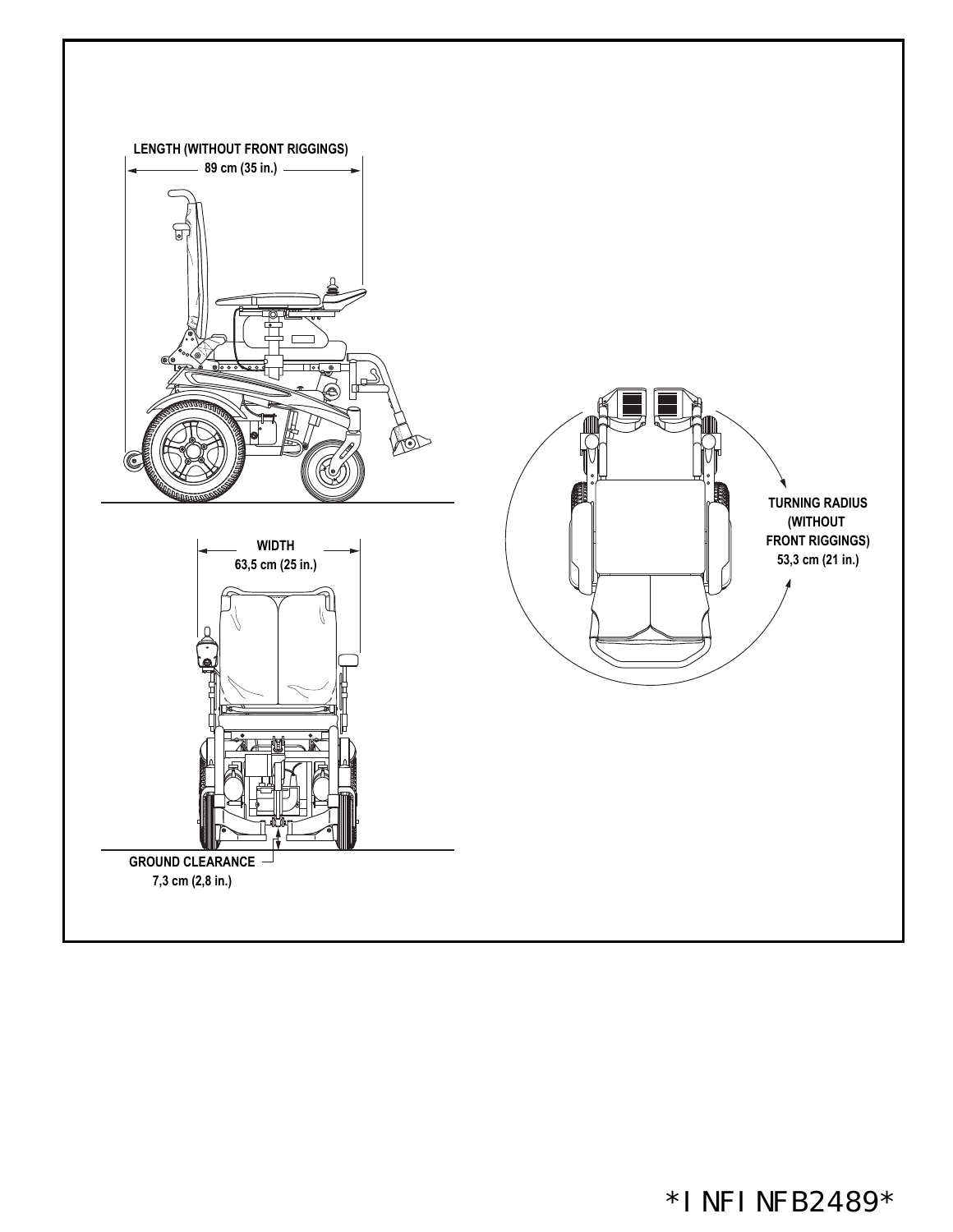LENGTH (WITHOUT FRONT RIGGINGS)
89 cm (35 in.)

WIDTH
63,5 cm (25 in.)

GROUND CLEARANCE
7,3 cm (2,8 in.)

TURNING RADIUS
(WITHOUT
FRONT RIGGINGS)
53,3 cm (21 in.)

*INFINFB2489*